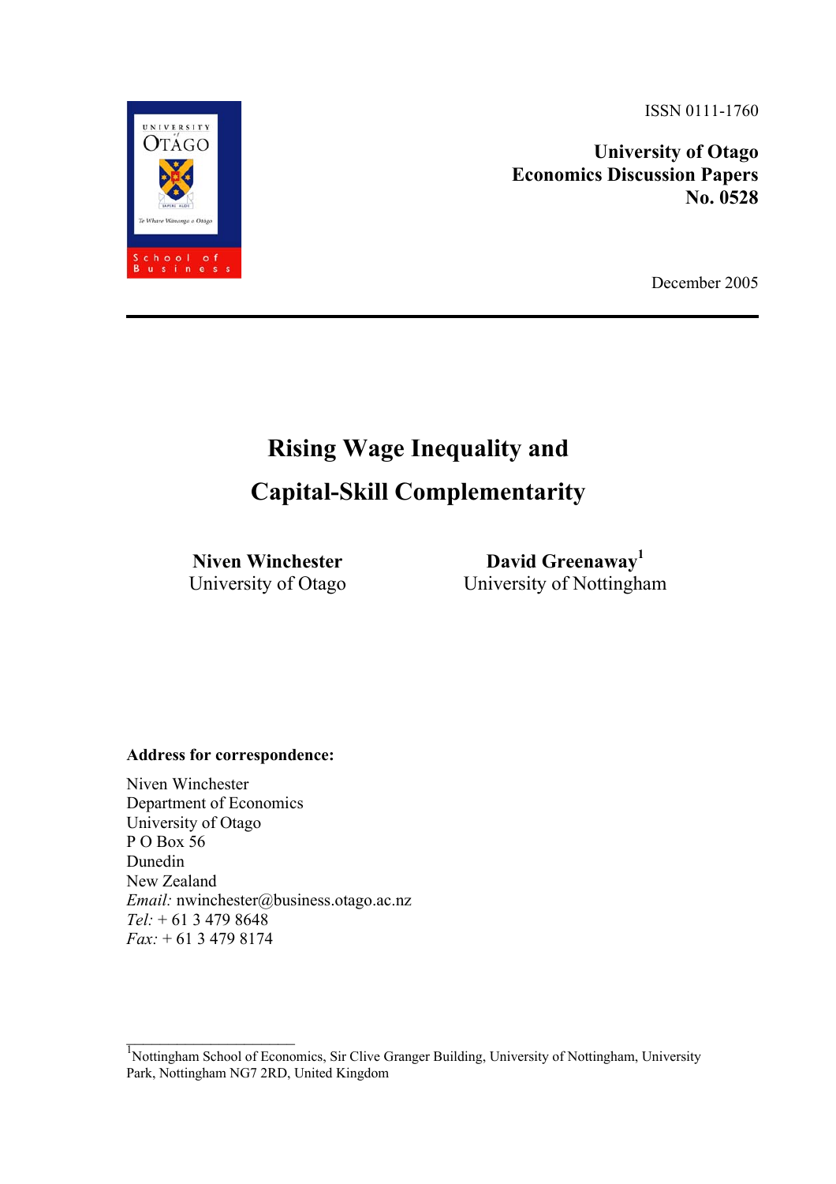ISSN 0111-1760

**University of Otago**
**Economics Discussion Papers**
**No. 0528**

December 2005

---

# Rising Wage Inequality and Capital-Skill Complementarity

**Niven Winchester**
University of Otago

**David Greenaway**[1]
University of Nottingham

**Address for correspondence:**

Niven Winchester
Department of Economics
University of Otago
P O Box 56
Dunedin
New Zealand
*Email:* nwinchester@business.otago.ac.nz
*Tel:* + 61 3 479 8648
*Fax:* + 61 3 479 8174

[1] Nottingham School of Economics, Sir Clive Granger Building, University of Nottingham, University Park, Nottingham NG7 2RD, United Kingdom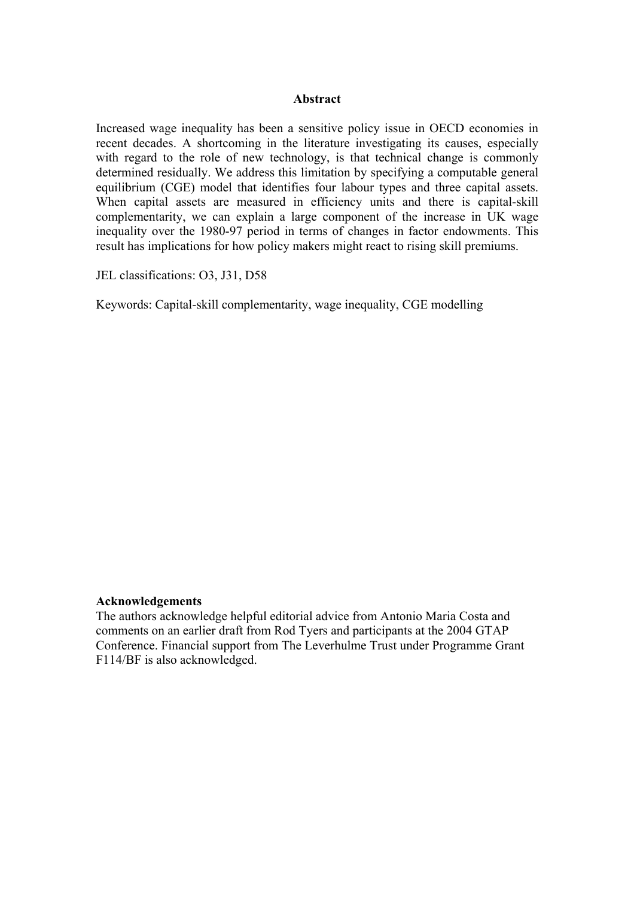## Abstract

Increased wage inequality has been a sensitive policy issue in OECD economies in recent decades. A shortcoming in the literature investigating its causes, especially with regard to the role of new technology, is that technical change is commonly determined residually. We address this limitation by specifying a computable general equilibrium (CGE) model that identifies four labour types and three capital assets. When capital assets are measured in efficiency units and there is capital-skill complementarity, we can explain a large component of the increase in UK wage inequality over the 1980-97 period in terms of changes in factor endowments. This result has implications for how policy makers might react to rising skill premiums.

JEL classifications: O3, J31, D58

Keywords: Capital-skill complementarity, wage inequality, CGE modelling

**Acknowledgements**

The authors acknowledge helpful editorial advice from Antonio Maria Costa and comments on an earlier draft from Rod Tyers and participants at the 2004 GTAP Conference. Financial support from The Leverhulme Trust under Programme Grant F114/BF is also acknowledged.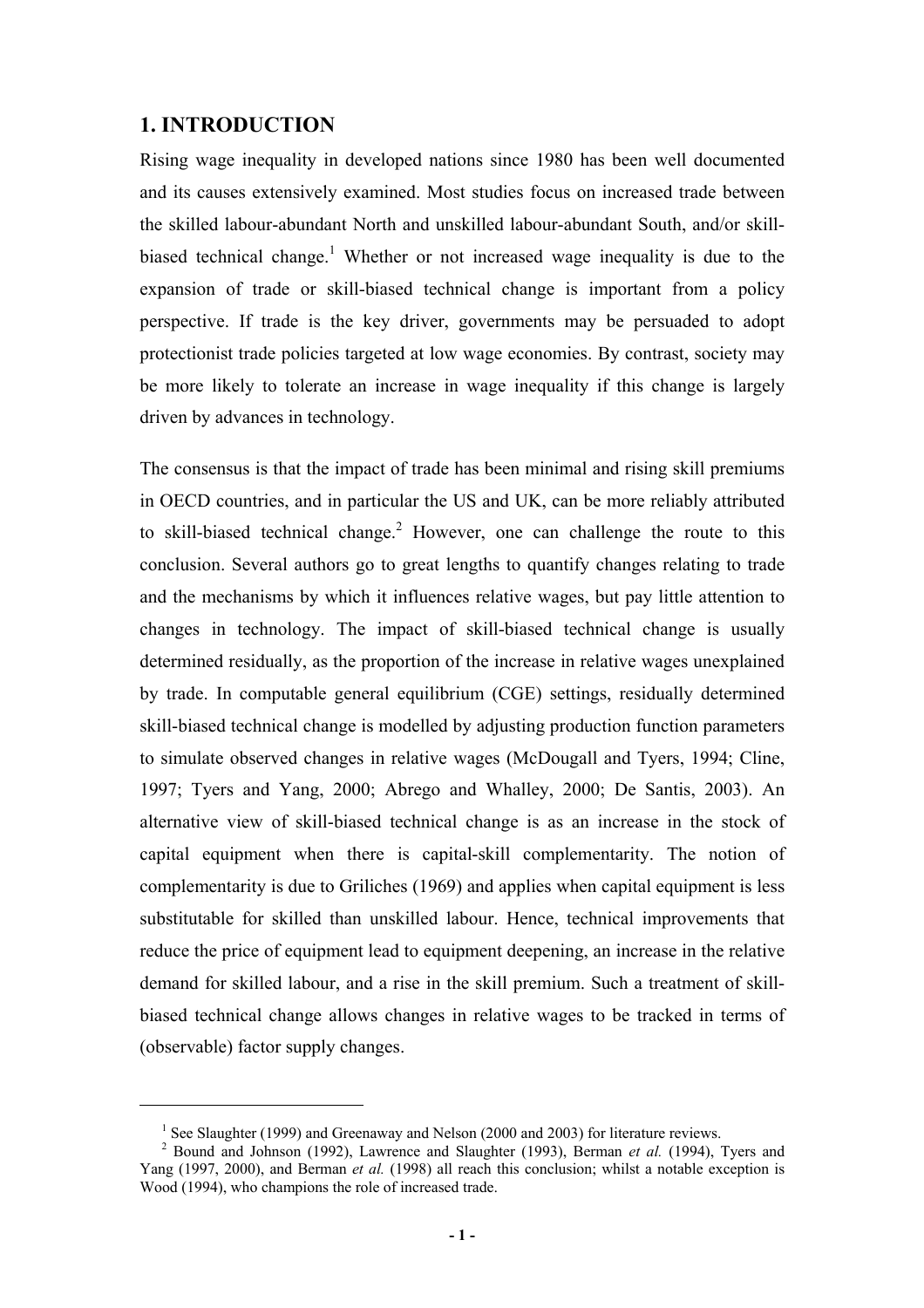## 1. INTRODUCTION

Rising wage inequality in developed nations since 1980 has been well documented and its causes extensively examined. Most studies focus on increased trade between the skilled labour-abundant North and unskilled labour-abundant South, and/or skill-biased technical change.[1] Whether or not increased wage inequality is due to the expansion of trade or skill-biased technical change is important from a policy perspective. If trade is the key driver, governments may be persuaded to adopt protectionist trade policies targeted at low wage economies. By contrast, society may be more likely to tolerate an increase in wage inequality if this change is largely driven by advances in technology.

The consensus is that the impact of trade has been minimal and rising skill premiums in OECD countries, and in particular the US and UK, can be more reliably attributed to skill-biased technical change.[2] However, one can challenge the route to this conclusion. Several authors go to great lengths to quantify changes relating to trade and the mechanisms by which it influences relative wages, but pay little attention to changes in technology. The impact of skill-biased technical change is usually determined residually, as the proportion of the increase in relative wages unexplained by trade. In computable general equilibrium (CGE) settings, residually determined skill-biased technical change is modelled by adjusting production function parameters to simulate observed changes in relative wages (McDougall and Tyers, 1994; Cline, 1997; Tyers and Yang, 2000; Abrego and Whalley, 2000; De Santis, 2003). An alternative view of skill-biased technical change is as an increase in the stock of capital equipment when there is capital-skill complementarity. The notion of complementarity is due to Griliches (1969) and applies when capital equipment is less substitutable for skilled than unskilled labour. Hence, technical improvements that reduce the price of equipment lead to equipment deepening, an increase in the relative demand for skilled labour, and a rise in the skill premium. Such a treatment of skill-biased technical change allows changes in relative wages to be tracked in terms of (observable) factor supply changes.

[1] See Slaughter (1999) and Greenaway and Nelson (2000 and 2003) for literature reviews.

[2] Bound and Johnson (1992), Lawrence and Slaughter (1993), Berman *et al.* (1994), Tyers and Yang (1997, 2000), and Berman *et al.* (1998) all reach this conclusion; whilst a notable exception is Wood (1994), who champions the role of increased trade.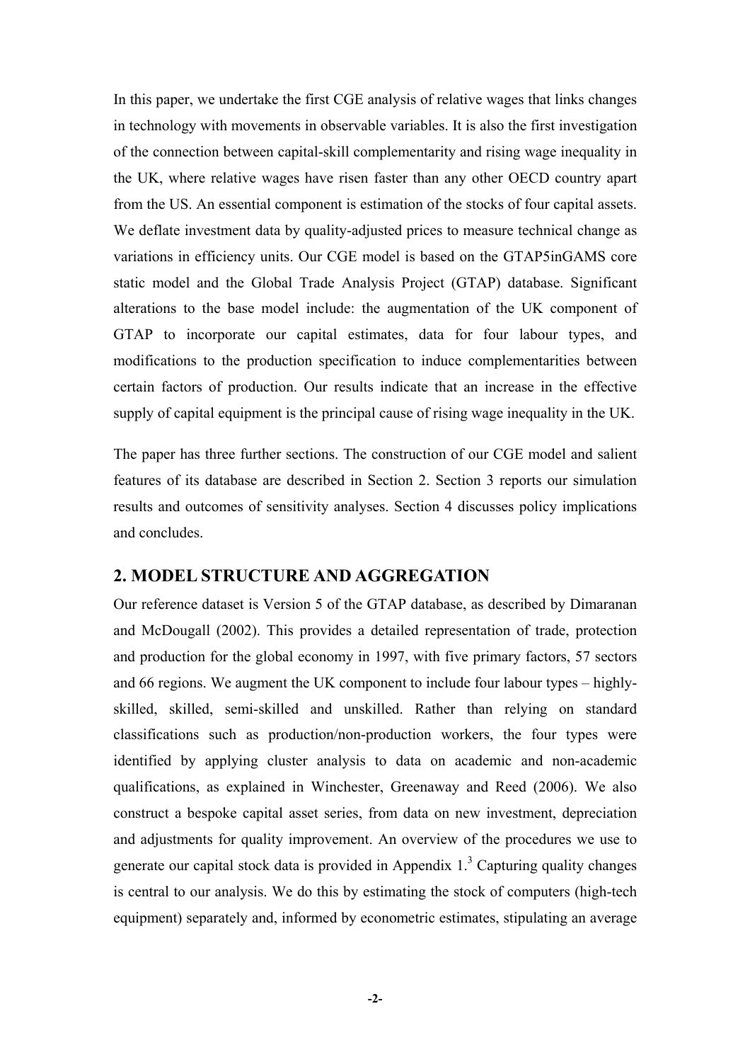In this paper, we undertake the first CGE analysis of relative wages that links changes in technology with movements in observable variables. It is also the first investigation of the connection between capital-skill complementarity and rising wage inequality in the UK, where relative wages have risen faster than any other OECD country apart from the US. An essential component is estimation of the stocks of four capital assets. We deflate investment data by quality-adjusted prices to measure technical change as variations in efficiency units. Our CGE model is based on the GTAP5inGAMS core static model and the Global Trade Analysis Project (GTAP) database. Significant alterations to the base model include: the augmentation of the UK component of GTAP to incorporate our capital estimates, data for four labour types, and modifications to the production specification to induce complementarities between certain factors of production. Our results indicate that an increase in the effective supply of capital equipment is the principal cause of rising wage inequality in the UK.

The paper has three further sections. The construction of our CGE model and salient features of its database are described in Section 2. Section 3 reports our simulation results and outcomes of sensitivity analyses. Section 4 discusses policy implications and concludes.

## 2. MODEL STRUCTURE AND AGGREGATION

Our reference dataset is Version 5 of the GTAP database, as described by Dimaranan and McDougall (2002). This provides a detailed representation of trade, protection and production for the global economy in 1997, with five primary factors, 57 sectors and 66 regions. We augment the UK component to include four labour types – highly-skilled, skilled, semi-skilled and unskilled. Rather than relying on standard classifications such as production/non-production workers, the four types were identified by applying cluster analysis to data on academic and non-academic qualifications, as explained in Winchester, Greenaway and Reed (2006). We also construct a bespoke capital asset series, from data on new investment, depreciation and adjustments for quality improvement. An overview of the procedures we use to generate our capital stock data is provided in Appendix 1.[3] Capturing quality changes is central to our analysis. We do this by estimating the stock of computers (high-tech equipment) separately and, informed by econometric estimates, stipulating an average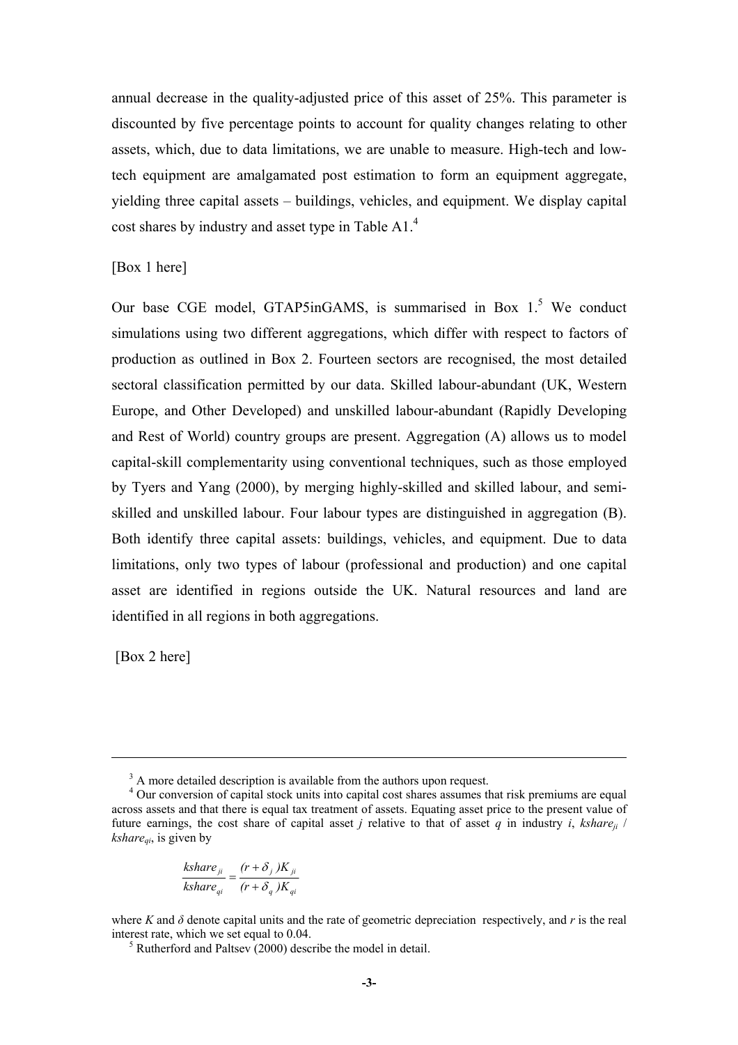annual decrease in the quality-adjusted price of this asset of 25%. This parameter is discounted by five percentage points to account for quality changes relating to other assets, which, due to data limitations, we are unable to measure. High-tech and low-tech equipment are amalgamated post estimation to form an equipment aggregate, yielding three capital assets – buildings, vehicles, and equipment. We display capital cost shares by industry and asset type in Table A1.[4]

[Box 1 here]

Our base CGE model, GTAP5inGAMS, is summarised in Box 1.[5] We conduct simulations using two different aggregations, which differ with respect to factors of production as outlined in Box 2. Fourteen sectors are recognised, the most detailed sectoral classification permitted by our data. Skilled labour-abundant (UK, Western Europe, and Other Developed) and unskilled labour-abundant (Rapidly Developing and Rest of World) country groups are present. Aggregation (A) allows us to model capital-skill complementarity using conventional techniques, such as those employed by Tyers and Yang (2000), by merging highly-skilled and skilled labour, and semi-skilled and unskilled labour. Four labour types are distinguished in aggregation (B). Both identify three capital assets: buildings, vehicles, and equipment. Due to data limitations, only two types of labour (professional and production) and one capital asset are identified in regions outside the UK. Natural resources and land are identified in all regions in both aggregations.

[Box 2 here]

---

[3] A more detailed description is available from the authors upon request.

[4] Our conversion of capital stock units into capital cost shares assumes that risk premiums are equal across assets and that there is equal tax treatment of assets. Equating asset price to the present value of future earnings, the cost share of capital asset $j$ relative to that of asset $q$ in industry $i$, $kshare_{ji}$ / $kshare_{qi}$, is given by

$$\frac{kshare_{ji}}{kshare_{qi}} = \frac{(r + \delta_j)K_{ji}}{(r + \delta_q)K_{qi}}$$

where $K$ and $\delta$ denote capital units and the rate of geometric depreciation respectively, and $r$ is the real interest rate, which we set equal to 0.04.

[5] Rutherford and Paltsev (2000) describe the model in detail.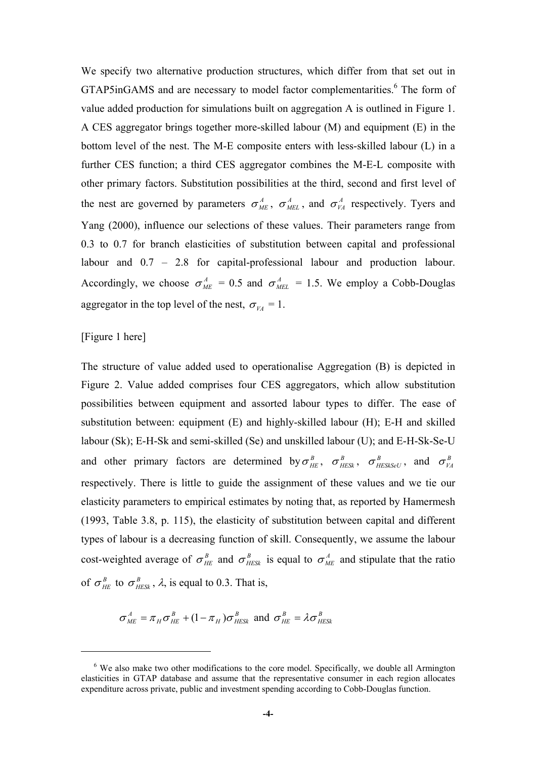We specify two alternative production structures, which differ from that set out in GTAP5inGAMS and are necessary to model factor complementarities.[6] The form of value added production for simulations built on aggregation A is outlined in Figure 1. A CES aggregator brings together more-skilled labour (M) and equipment (E) in the bottom level of the nest. The M-E composite enters with less-skilled labour (L) in a further CES function; a third CES aggregator combines the M-E-L composite with other primary factors. Substitution possibilities at the third, second and first level of the nest are governed by parameters $\sigma^{A}_{ME}$, $\sigma^{A}_{MEL}$, and $\sigma^{A}_{VA}$ respectively. Tyers and Yang (2000), influence our selections of these values. Their parameters range from 0.3 to 0.7 for branch elasticities of substitution between capital and professional labour and 0.7 – 2.8 for capital-professional labour and production labour. Accordingly, we choose $\sigma^{A}_{ME}$ = 0.5 and $\sigma^{A}_{MEL}$ = 1.5. We employ a Cobb-Douglas aggregator in the top level of the nest, $\sigma_{VA}$ = 1.

[Figure 1 here]

The structure of value added used to operationalise Aggregation (B) is depicted in Figure 2. Value added comprises four CES aggregators, which allow substitution possibilities between equipment and assorted labour types to differ. The ease of substitution between: equipment (E) and highly-skilled labour (H); E-H and skilled labour (Sk); E-H-Sk and semi-skilled (Se) and unskilled labour (U); and E-H-Sk-Se-U and other primary factors are determined by $\sigma^{B}_{HE}$, $\sigma^{B}_{HESk}$, $\sigma^{B}_{HESkSeU}$, and $\sigma^{B}_{VA}$ respectively. There is little to guide the assignment of these values and we tie our elasticity parameters to empirical estimates by noting that, as reported by Hamermesh (1993, Table 3.8, p. 115), the elasticity of substitution between capital and different types of labour is a decreasing function of skill. Consequently, we assume the labour cost-weighted average of $\sigma^{B}_{HE}$ and $\sigma^{B}_{HESk}$ is equal to $\sigma^{A}_{ME}$ and stipulate that the ratio of $\sigma^{B}_{HE}$ to $\sigma^{B}_{HESk}$, $\lambda$, is equal to 0.3. That is,

$$\sigma^{A}_{ME} = \pi_{H}\sigma^{B}_{HE} + (1-\pi_{H})\sigma^{B}_{HESk} \text{ and } \sigma^{B}_{HE} = \lambda\sigma^{B}_{HESk}$$

---

[6] We also make two other modifications to the core model. Specifically, we double all Armington elasticities in GTAP database and assume that the representative consumer in each region allocates expenditure across private, public and investment spending according to Cobb-Douglas function.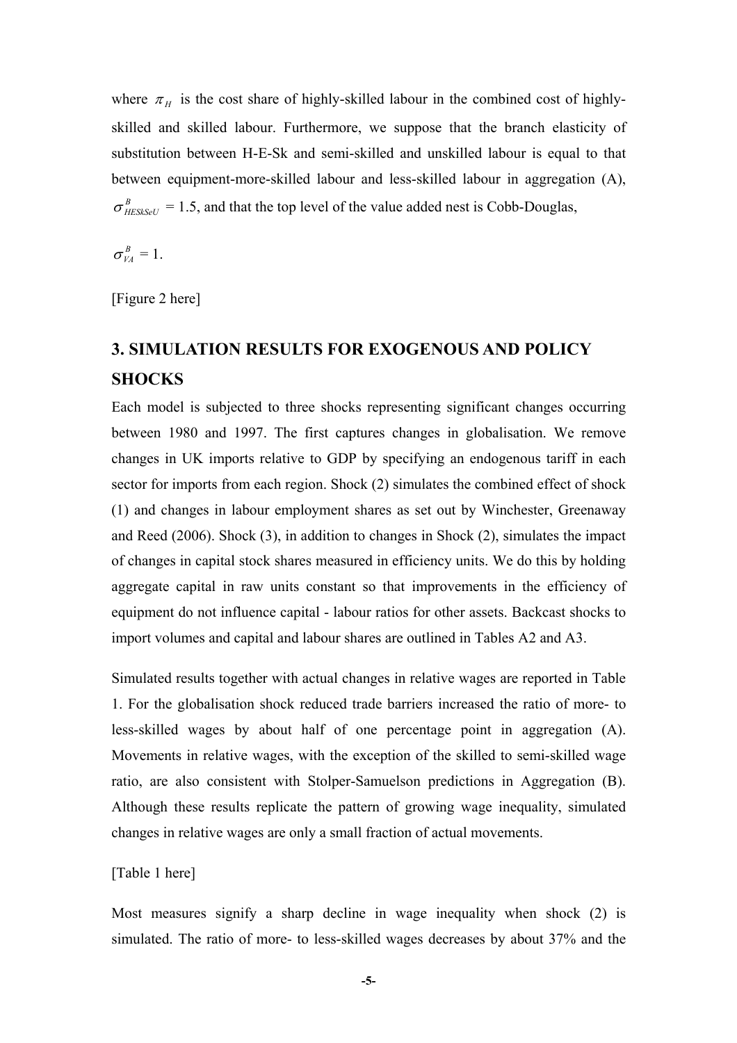where $\pi_H$ is the cost share of highly-skilled labour in the combined cost of highly-skilled and skilled labour. Furthermore, we suppose that the branch elasticity of substitution between H-E-Sk and semi-skilled and unskilled labour is equal to that between equipment-more-skilled labour and less-skilled labour in aggregation (A), $\sigma^{B}_{HESkSeU} = 1.5$, and that the top level of the value added nest is Cobb-Douglas,

$\sigma^{B}_{VA} = 1$.

[Figure 2 here]

# 3. SIMULATION RESULTS FOR EXOGENOUS AND POLICY SHOCKS

Each model is subjected to three shocks representing significant changes occurring between 1980 and 1997. The first captures changes in globalisation. We remove changes in UK imports relative to GDP by specifying an endogenous tariff in each sector for imports from each region. Shock (2) simulates the combined effect of shock (1) and changes in labour employment shares as set out by Winchester, Greenaway and Reed (2006). Shock (3), in addition to changes in Shock (2), simulates the impact of changes in capital stock shares measured in efficiency units. We do this by holding aggregate capital in raw units constant so that improvements in the efficiency of equipment do not influence capital - labour ratios for other assets. Backcast shocks to import volumes and capital and labour shares are outlined in Tables A2 and A3.

Simulated results together with actual changes in relative wages are reported in Table 1. For the globalisation shock reduced trade barriers increased the ratio of more- to less-skilled wages by about half of one percentage point in aggregation (A). Movements in relative wages, with the exception of the skilled to semi-skilled wage ratio, are also consistent with Stolper-Samuelson predictions in Aggregation (B). Although these results replicate the pattern of growing wage inequality, simulated changes in relative wages are only a small fraction of actual movements.

[Table 1 here]

Most measures signify a sharp decline in wage inequality when shock (2) is simulated. The ratio of more- to less-skilled wages decreases by about 37% and the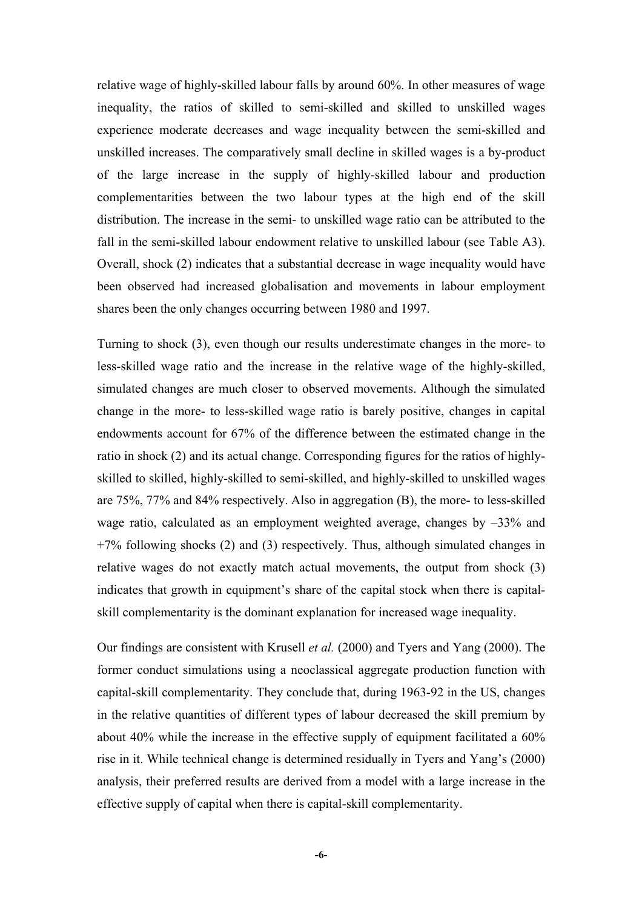relative wage of highly-skilled labour falls by around 60%. In other measures of wage inequality, the ratios of skilled to semi-skilled and skilled to unskilled wages experience moderate decreases and wage inequality between the semi-skilled and unskilled increases. The comparatively small decline in skilled wages is a by-product of the large increase in the supply of highly-skilled labour and production complementarities between the two labour types at the high end of the skill distribution. The increase in the semi- to unskilled wage ratio can be attributed to the fall in the semi-skilled labour endowment relative to unskilled labour (see Table A3). Overall, shock (2) indicates that a substantial decrease in wage inequality would have been observed had increased globalisation and movements in labour employment shares been the only changes occurring between 1980 and 1997.

Turning to shock (3), even though our results underestimate changes in the more- to less-skilled wage ratio and the increase in the relative wage of the highly-skilled, simulated changes are much closer to observed movements. Although the simulated change in the more- to less-skilled wage ratio is barely positive, changes in capital endowments account for 67% of the difference between the estimated change in the ratio in shock (2) and its actual change. Corresponding figures for the ratios of highly-skilled to skilled, highly-skilled to semi-skilled, and highly-skilled to unskilled wages are 75%, 77% and 84% respectively. Also in aggregation (B), the more- to less-skilled wage ratio, calculated as an employment weighted average, changes by –33% and +7% following shocks (2) and (3) respectively. Thus, although simulated changes in relative wages do not exactly match actual movements, the output from shock (3) indicates that growth in equipment's share of the capital stock when there is capital-skill complementarity is the dominant explanation for increased wage inequality.

Our findings are consistent with Krusell *et al.* (2000) and Tyers and Yang (2000). The former conduct simulations using a neoclassical aggregate production function with capital-skill complementarity. They conclude that, during 1963-92 in the US, changes in the relative quantities of different types of labour decreased the skill premium by about 40% while the increase in the effective supply of equipment facilitated a 60% rise in it. While technical change is determined residually in Tyers and Yang's (2000) analysis, their preferred results are derived from a model with a large increase in the effective supply of capital when there is capital-skill complementarity.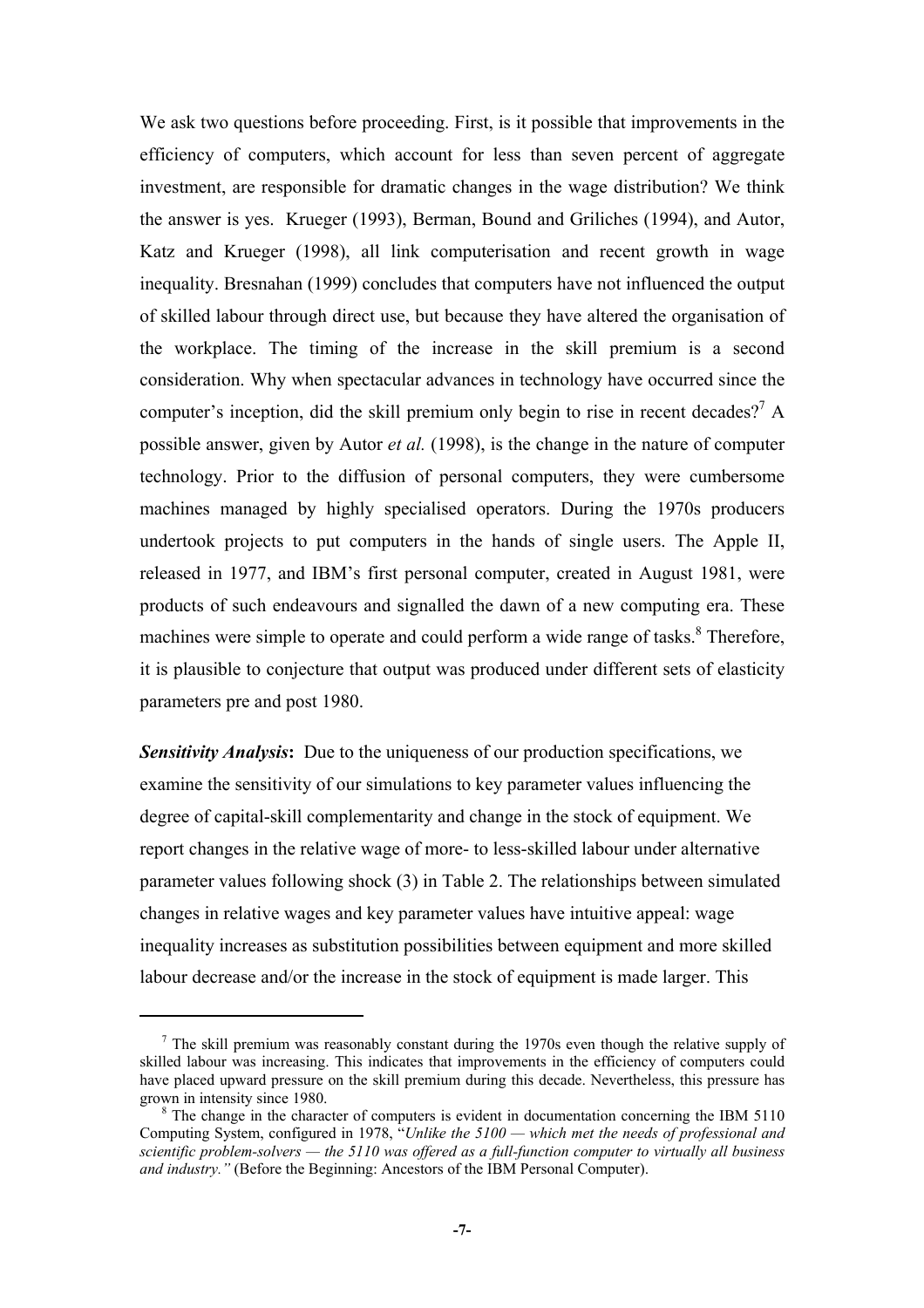We ask two questions before proceeding. First, is it possible that improvements in the efficiency of computers, which account for less than seven percent of aggregate investment, are responsible for dramatic changes in the wage distribution? We think the answer is yes. Krueger (1993), Berman, Bound and Griliches (1994), and Autor, Katz and Krueger (1998), all link computerisation and recent growth in wage inequality. Bresnahan (1999) concludes that computers have not influenced the output of skilled labour through direct use, but because they have altered the organisation of the workplace. The timing of the increase in the skill premium is a second consideration. Why when spectacular advances in technology have occurred since the computer's inception, did the skill premium only begin to rise in recent decades?[7] A possible answer, given by Autor *et al.* (1998), is the change in the nature of computer technology. Prior to the diffusion of personal computers, they were cumbersome machines managed by highly specialised operators. During the 1970s producers undertook projects to put computers in the hands of single users. The Apple II, released in 1977, and IBM's first personal computer, created in August 1981, were products of such endeavours and signalled the dawn of a new computing era. These machines were simple to operate and could perform a wide range of tasks.[8] Therefore, it is plausible to conjecture that output was produced under different sets of elasticity parameters pre and post 1980.

***Sensitivity Analysis*:** Due to the uniqueness of our production specifications, we examine the sensitivity of our simulations to key parameter values influencing the degree of capital-skill complementarity and change in the stock of equipment. We report changes in the relative wage of more- to less-skilled labour under alternative parameter values following shock (3) in Table 2. The relationships between simulated changes in relative wages and key parameter values have intuitive appeal: wage inequality increases as substitution possibilities between equipment and more skilled labour decrease and/or the increase in the stock of equipment is made larger. This

---

[7] The skill premium was reasonably constant during the 1970s even though the relative supply of skilled labour was increasing. This indicates that improvements in the efficiency of computers could have placed upward pressure on the skill premium during this decade. Nevertheless, this pressure has grown in intensity since 1980.

[8] The change in the character of computers is evident in documentation concerning the IBM 5110 Computing System, configured in 1978, "*Unlike the 5100 — which met the needs of professional and scientific problem-solvers — the 5110 was offered as a full-function computer to virtually all business and industry.*" (Before the Beginning: Ancestors of the IBM Personal Computer).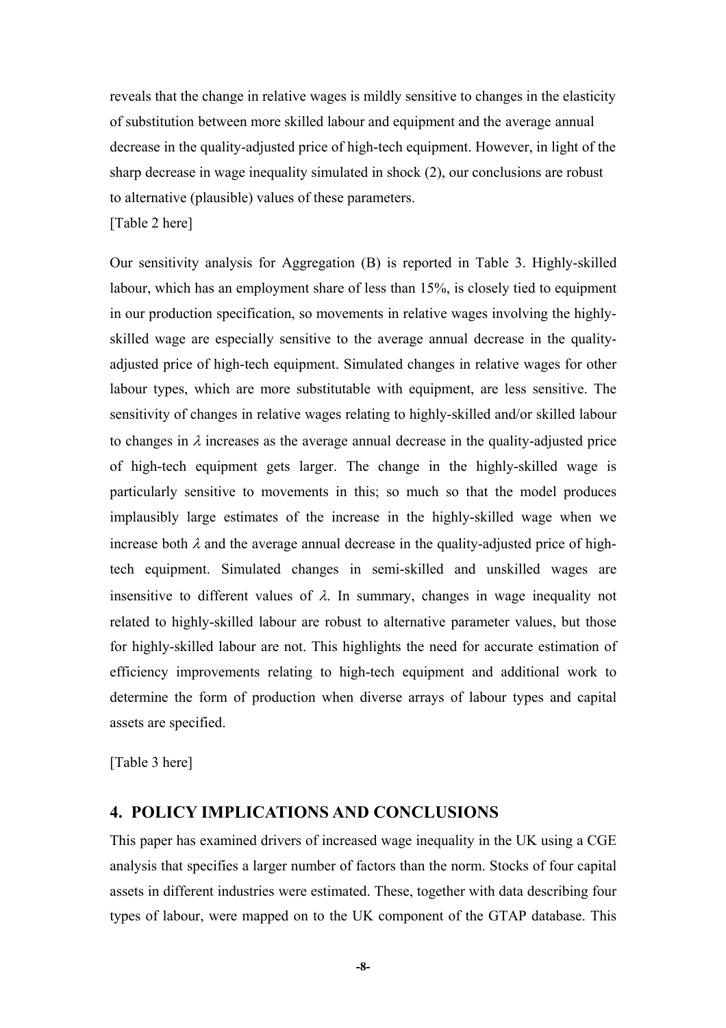reveals that the change in relative wages is mildly sensitive to changes in the elasticity of substitution between more skilled labour and equipment and the average annual decrease in the quality-adjusted price of high-tech equipment. However, in light of the sharp decrease in wage inequality simulated in shock (2), our conclusions are robust to alternative (plausible) values of these parameters.

[Table 2 here]

Our sensitivity analysis for Aggregation (B) is reported in Table 3. Highly-skilled labour, which has an employment share of less than 15%, is closely tied to equipment in our production specification, so movements in relative wages involving the highly-skilled wage are especially sensitive to the average annual decrease in the quality-adjusted price of high-tech equipment. Simulated changes in relative wages for other labour types, which are more substitutable with equipment, are less sensitive. The sensitivity of changes in relative wages relating to highly-skilled and/or skilled labour to changes in $\lambda$ increases as the average annual decrease in the quality-adjusted price of high-tech equipment gets larger. The change in the highly-skilled wage is particularly sensitive to movements in this; so much so that the model produces implausibly large estimates of the increase in the highly-skilled wage when we increase both $\lambda$ and the average annual decrease in the quality-adjusted price of high-tech equipment. Simulated changes in semi-skilled and unskilled wages are insensitive to different values of $\lambda$. In summary, changes in wage inequality not related to highly-skilled labour are robust to alternative parameter values, but those for highly-skilled labour are not. This highlights the need for accurate estimation of efficiency improvements relating to high-tech equipment and additional work to determine the form of production when diverse arrays of labour types and capital assets are specified.

[Table 3 here]

## 4. POLICY IMPLICATIONS AND CONCLUSIONS

This paper has examined drivers of increased wage inequality in the UK using a CGE analysis that specifies a larger number of factors than the norm. Stocks of four capital assets in different industries were estimated. These, together with data describing four types of labour, were mapped on to the UK component of the GTAP database. This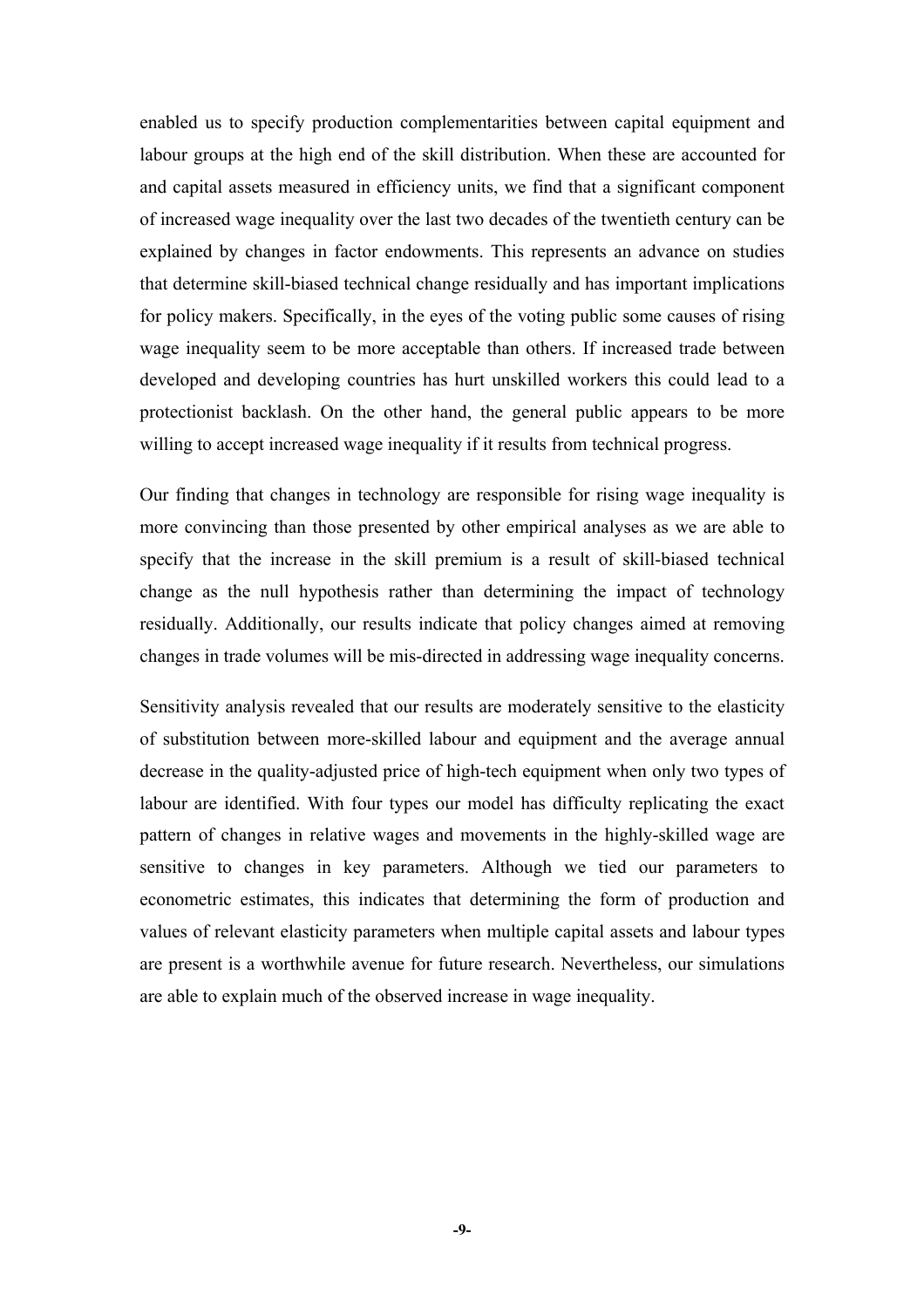enabled us to specify production complementarities between capital equipment and labour groups at the high end of the skill distribution. When these are accounted for and capital assets measured in efficiency units, we find that a significant component of increased wage inequality over the last two decades of the twentieth century can be explained by changes in factor endowments. This represents an advance on studies that determine skill-biased technical change residually and has important implications for policy makers. Specifically, in the eyes of the voting public some causes of rising wage inequality seem to be more acceptable than others. If increased trade between developed and developing countries has hurt unskilled workers this could lead to a protectionist backlash. On the other hand, the general public appears to be more willing to accept increased wage inequality if it results from technical progress.

Our finding that changes in technology are responsible for rising wage inequality is more convincing than those presented by other empirical analyses as we are able to specify that the increase in the skill premium is a result of skill-biased technical change as the null hypothesis rather than determining the impact of technology residually. Additionally, our results indicate that policy changes aimed at removing changes in trade volumes will be mis-directed in addressing wage inequality concerns.

Sensitivity analysis revealed that our results are moderately sensitive to the elasticity of substitution between more-skilled labour and equipment and the average annual decrease in the quality-adjusted price of high-tech equipment when only two types of labour are identified. With four types our model has difficulty replicating the exact pattern of changes in relative wages and movements in the highly-skilled wage are sensitive to changes in key parameters. Although we tied our parameters to econometric estimates, this indicates that determining the form of production and values of relevant elasticity parameters when multiple capital assets and labour types are present is a worthwhile avenue for future research. Nevertheless, our simulations are able to explain much of the observed increase in wage inequality.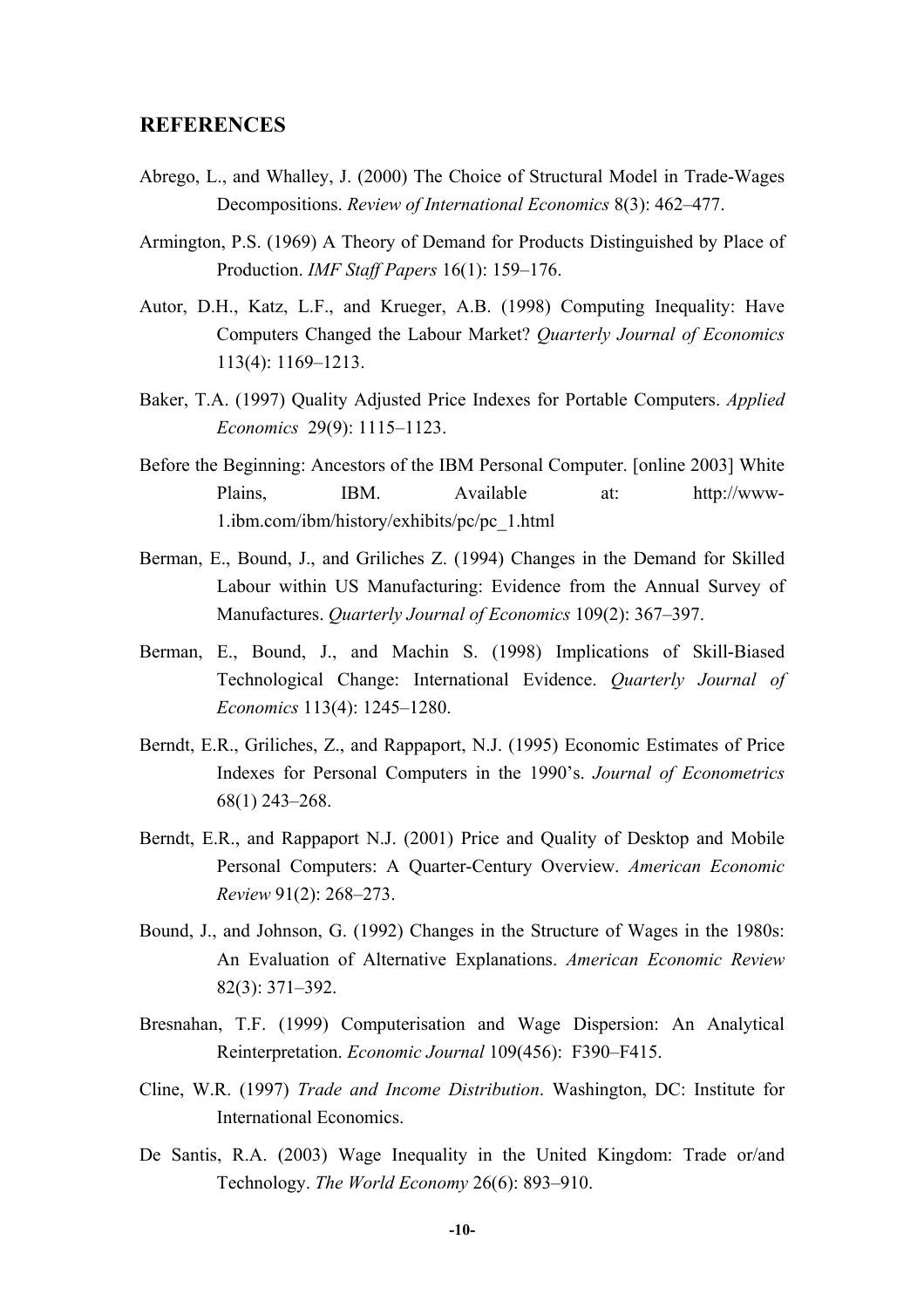## REFERENCES

Abrego, L., and Whalley, J. (2000) The Choice of Structural Model in Trade-Wages Decompositions. *Review of International Economics* 8(3): 462–477.

Armington, P.S. (1969) A Theory of Demand for Products Distinguished by Place of Production. *IMF Staff Papers* 16(1): 159–176.

Autor, D.H., Katz, L.F., and Krueger, A.B. (1998) Computing Inequality: Have Computers Changed the Labour Market? *Quarterly Journal of Economics* 113(4): 1169–1213.

Baker, T.A. (1997) Quality Adjusted Price Indexes for Portable Computers. *Applied Economics* 29(9): 1115–1123.

Before the Beginning: Ancestors of the IBM Personal Computer. [online 2003] White Plains, IBM. Available at: http://www-1.ibm.com/ibm/history/exhibits/pc/pc_1.html

Berman, E., Bound, J., and Griliches Z. (1994) Changes in the Demand for Skilled Labour within US Manufacturing: Evidence from the Annual Survey of Manufactures. *Quarterly Journal of Economics* 109(2): 367–397.

Berman, E., Bound, J., and Machin S. (1998) Implications of Skill-Biased Technological Change: International Evidence. *Quarterly Journal of Economics* 113(4): 1245–1280.

Berndt, E.R., Griliches, Z., and Rappaport, N.J. (1995) Economic Estimates of Price Indexes for Personal Computers in the 1990's. *Journal of Econometrics* 68(1) 243–268.

Berndt, E.R., and Rappaport N.J. (2001) Price and Quality of Desktop and Mobile Personal Computers: A Quarter-Century Overview. *American Economic Review* 91(2): 268–273.

Bound, J., and Johnson, G. (1992) Changes in the Structure of Wages in the 1980s: An Evaluation of Alternative Explanations. *American Economic Review* 82(3): 371–392.

Bresnahan, T.F. (1999) Computerisation and Wage Dispersion: An Analytical Reinterpretation. *Economic Journal* 109(456): F390–F415.

Cline, W.R. (1997) *Trade and Income Distribution*. Washington, DC: Institute for International Economics.

De Santis, R.A. (2003) Wage Inequality in the United Kingdom: Trade or/and Technology. *The World Economy* 26(6): 893–910.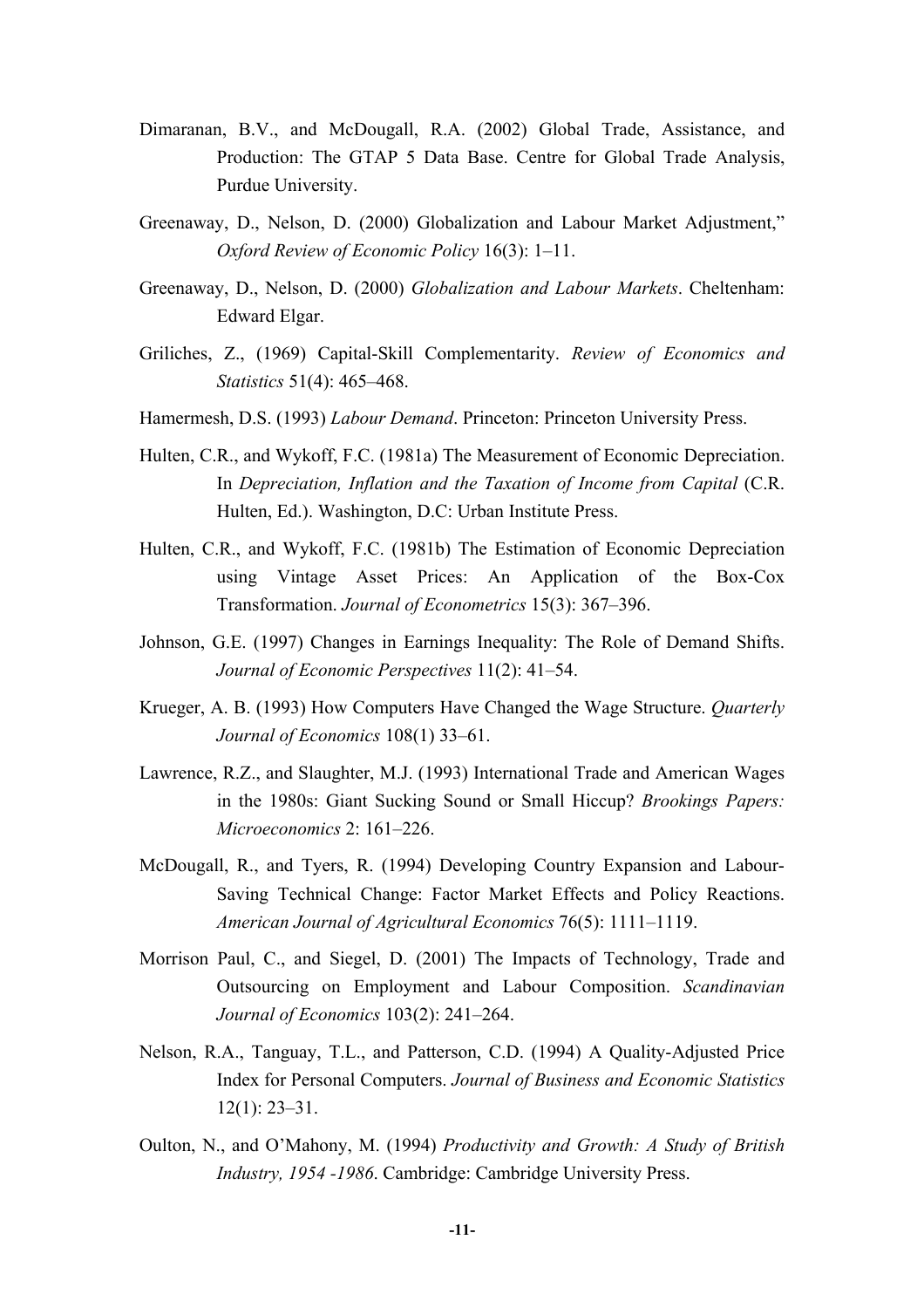Dimaranan, B.V., and McDougall, R.A. (2002) Global Trade, Assistance, and Production: The GTAP 5 Data Base. Centre for Global Trade Analysis, Purdue University.

Greenaway, D., Nelson, D. (2000) Globalization and Labour Market Adjustment," *Oxford Review of Economic Policy* 16(3): 1–11.

Greenaway, D., Nelson, D. (2000) *Globalization and Labour Markets*. Cheltenham: Edward Elgar.

Griliches, Z., (1969) Capital-Skill Complementarity. *Review of Economics and Statistics* 51(4): 465–468.

Hamermesh, D.S. (1993) *Labour Demand*. Princeton: Princeton University Press.

Hulten, C.R., and Wykoff, F.C. (1981a) The Measurement of Economic Depreciation. In *Depreciation, Inflation and the Taxation of Income from Capital* (C.R. Hulten, Ed.). Washington, D.C: Urban Institute Press.

Hulten, C.R., and Wykoff, F.C. (1981b) The Estimation of Economic Depreciation using Vintage Asset Prices: An Application of the Box-Cox Transformation. *Journal of Econometrics* 15(3): 367–396.

Johnson, G.E. (1997) Changes in Earnings Inequality: The Role of Demand Shifts. *Journal of Economic Perspectives* 11(2): 41–54.

Krueger, A. B. (1993) How Computers Have Changed the Wage Structure. *Quarterly Journal of Economics* 108(1) 33–61.

Lawrence, R.Z., and Slaughter, M.J. (1993) International Trade and American Wages in the 1980s: Giant Sucking Sound or Small Hiccup? *Brookings Papers: Microeconomics* 2: 161–226.

McDougall, R., and Tyers, R. (1994) Developing Country Expansion and Labour-Saving Technical Change: Factor Market Effects and Policy Reactions. *American Journal of Agricultural Economics* 76(5): 1111–1119.

Morrison Paul, C., and Siegel, D. (2001) The Impacts of Technology, Trade and Outsourcing on Employment and Labour Composition. *Scandinavian Journal of Economics* 103(2): 241–264.

Nelson, R.A., Tanguay, T.L., and Patterson, C.D. (1994) A Quality-Adjusted Price Index for Personal Computers. *Journal of Business and Economic Statistics* 12(1): 23–31.

Oulton, N., and O'Mahony, M. (1994) *Productivity and Growth: A Study of British Industry, 1954 -1986*. Cambridge: Cambridge University Press.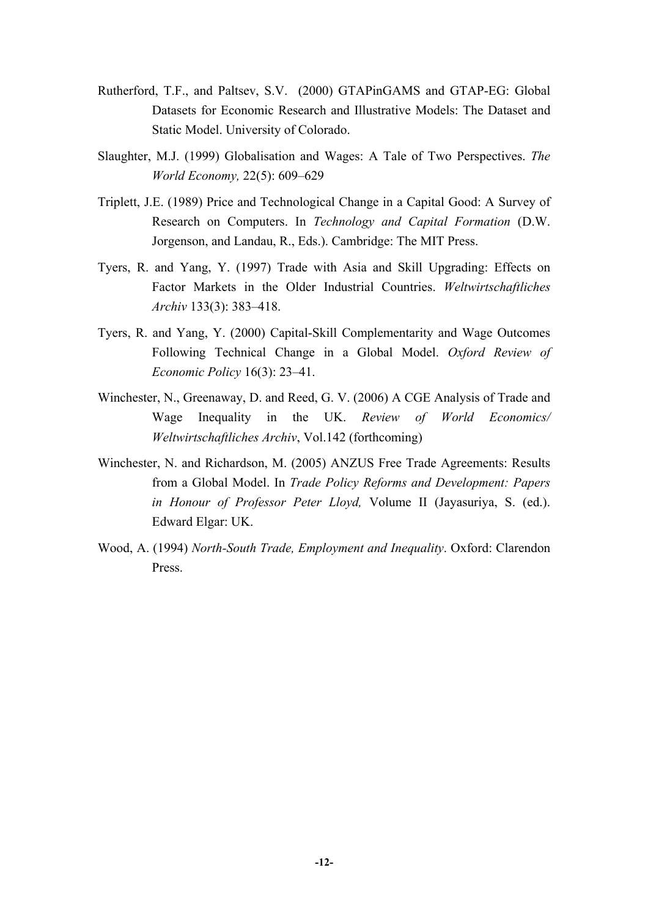Rutherford, T.F., and Paltsev, S.V. (2000) GTAPinGAMS and GTAP-EG: Global Datasets for Economic Research and Illustrative Models: The Dataset and Static Model. University of Colorado.

Slaughter, M.J. (1999) Globalisation and Wages: A Tale of Two Perspectives. *The World Economy,* 22(5): 609–629

Triplett, J.E. (1989) Price and Technological Change in a Capital Good: A Survey of Research on Computers. In *Technology and Capital Formation* (D.W. Jorgenson, and Landau, R., Eds.). Cambridge: The MIT Press.

Tyers, R. and Yang, Y. (1997) Trade with Asia and Skill Upgrading: Effects on Factor Markets in the Older Industrial Countries. *Weltwirtschaftliches Archiv* 133(3): 383–418.

Tyers, R. and Yang, Y. (2000) Capital-Skill Complementarity and Wage Outcomes Following Technical Change in a Global Model. *Oxford Review of Economic Policy* 16(3): 23–41.

Winchester, N., Greenaway, D. and Reed, G. V. (2006) A CGE Analysis of Trade and Wage Inequality in the UK. *Review of World Economics/ Weltwirtschaftliches Archiv*, Vol.142 (forthcoming)

Winchester, N. and Richardson, M. (2005) ANZUS Free Trade Agreements: Results from a Global Model. In *Trade Policy Reforms and Development: Papers in Honour of Professor Peter Lloyd,* Volume II (Jayasuriya, S. (ed.). Edward Elgar: UK.

Wood, A. (1994) *North-South Trade, Employment and Inequality*. Oxford: Clarendon Press.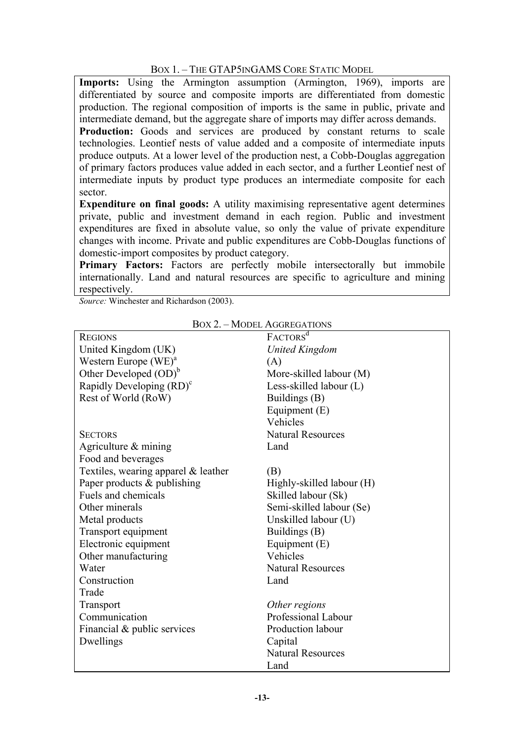Box 1. – The GTAP5inGAMS Core Static Model

**Imports:** Using the Armington assumption (Armington, 1969), imports are differentiated by source and composite imports are differentiated from domestic production. The regional composition of imports is the same in public, private and intermediate demand, but the aggregate share of imports may differ across demands.

**Production:** Goods and services are produced by constant returns to scale technologies. Leontief nests of value added and a composite of intermediate inputs produce outputs. At a lower level of the production nest, a Cobb-Douglas aggregation of primary factors produces value added in each sector, and a further Leontief nest of intermediate inputs by product type produces an intermediate composite for each sector.

**Expenditure on final goods:** A utility maximising representative agent determines private, public and investment demand in each region. Public and investment expenditures are fixed in absolute value, so only the value of private expenditure changes with income. Private and public expenditures are Cobb-Douglas functions of domestic-import composites by product category.

**Primary Factors:** Factors are perfectly mobile intersectorally but immobile internationally. Land and natural resources are specific to agriculture and mining respectively.

*Source:* Winchester and Richardson (2003).

Box 2. – Model Aggregations

| Regions | Factors[d] |
|---|---|
| United Kingdom (UK) | *United Kingdom* |
| Western Europe (WE)[a] | (A) |
| Other Developed (OD)[b] | More-skilled labour (M) |
| Rapidly Developing (RD)[c] | Less-skilled labour (L) |
| Rest of World (RoW) | Buildings (B) |
| | Equipment (E) |
| | Vehicles |
| **Sectors** | Natural Resources |
| Agriculture & mining | Land |
| Food and beverages | |
| Textiles, wearing apparel & leather | (B) |
| Paper products & publishing | Highly-skilled labour (H) |
| Fuels and chemicals | Skilled labour (Sk) |
| Other minerals | Semi-skilled labour (Se) |
| Metal products | Unskilled labour (U) |
| Transport equipment | Buildings (B) |
| Electronic equipment | Equipment (E) |
| Other manufacturing | Vehicles |
| Water | Natural Resources |
| Construction | Land |
| Trade | |
| Transport | *Other regions* |
| Communication | Professional Labour |
| Financial & public services | Production labour |
| Dwellings | Capital |
| | Natural Resources |
| | Land |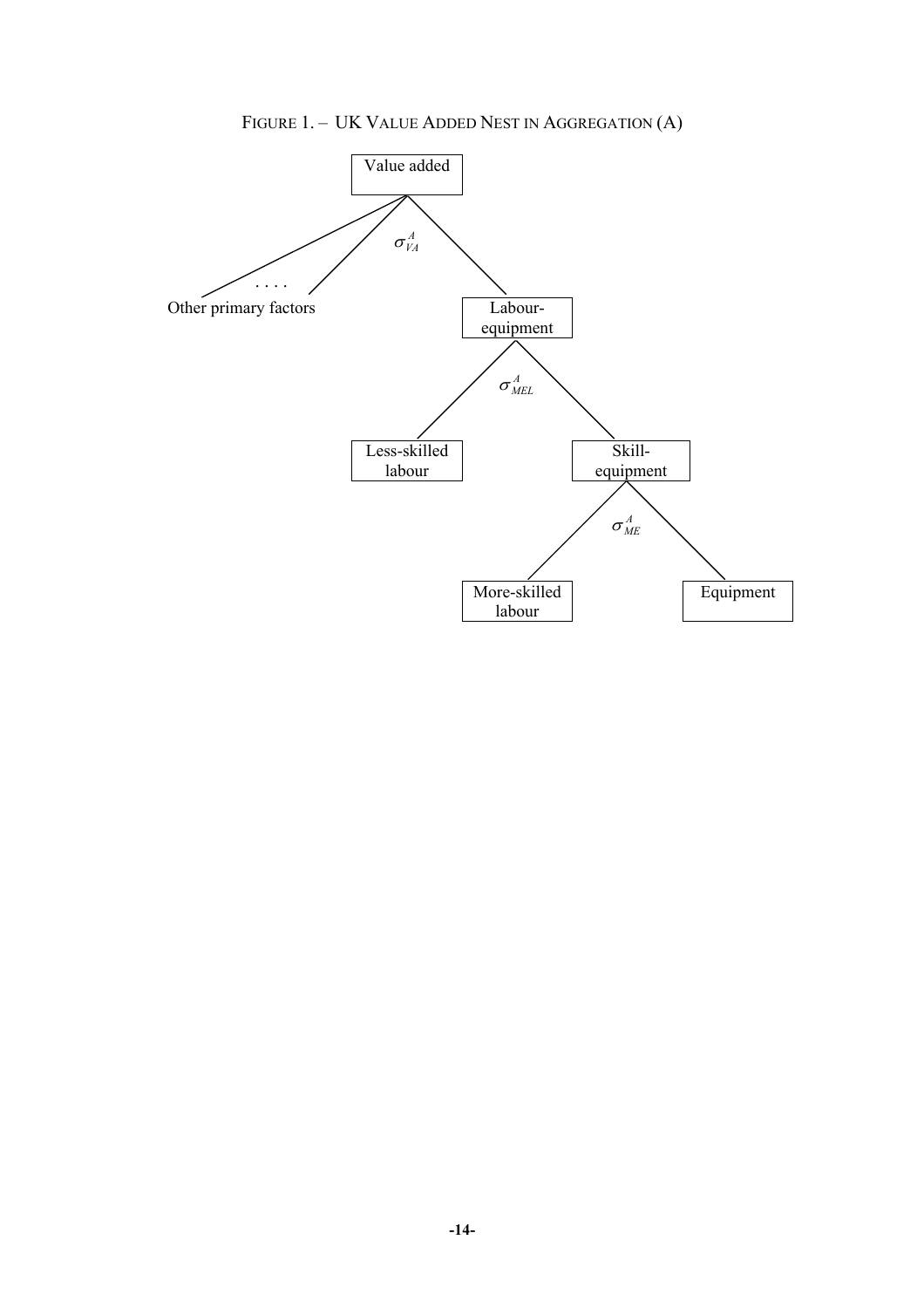FIGURE 1. – UK VALUE ADDED NEST IN AGGREGATION (A)

Value added

$\sigma^{A}_{VA}$

. . . .

Other primary factors

Labour-equipment

$\sigma^{A}_{MEL}$

Less-skilled labour

Skill-equipment

$\sigma^{A}_{ME}$

More-skilled labour

Equipment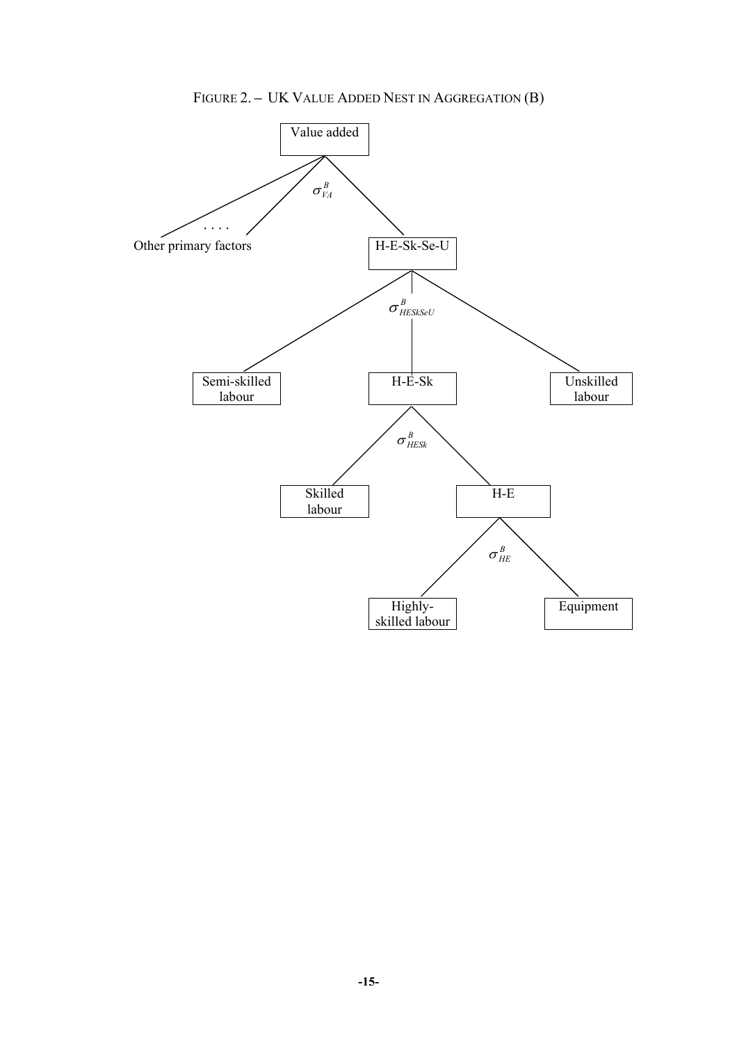FIGURE 2. – UK VALUE ADDED NEST IN AGGREGATION (B)

Value added

$\sigma^{B}_{VA}$

. . . .

Other primary factors

H-E-Sk-Se-U

$\sigma^{B}_{HESkSeU}$

Semi-skilled labour

H-E-Sk

Unskilled labour

$\sigma^{B}_{HESk}$

Skilled labour

H-E

$\sigma^{B}_{HE}$

Highly-skilled labour

Equipment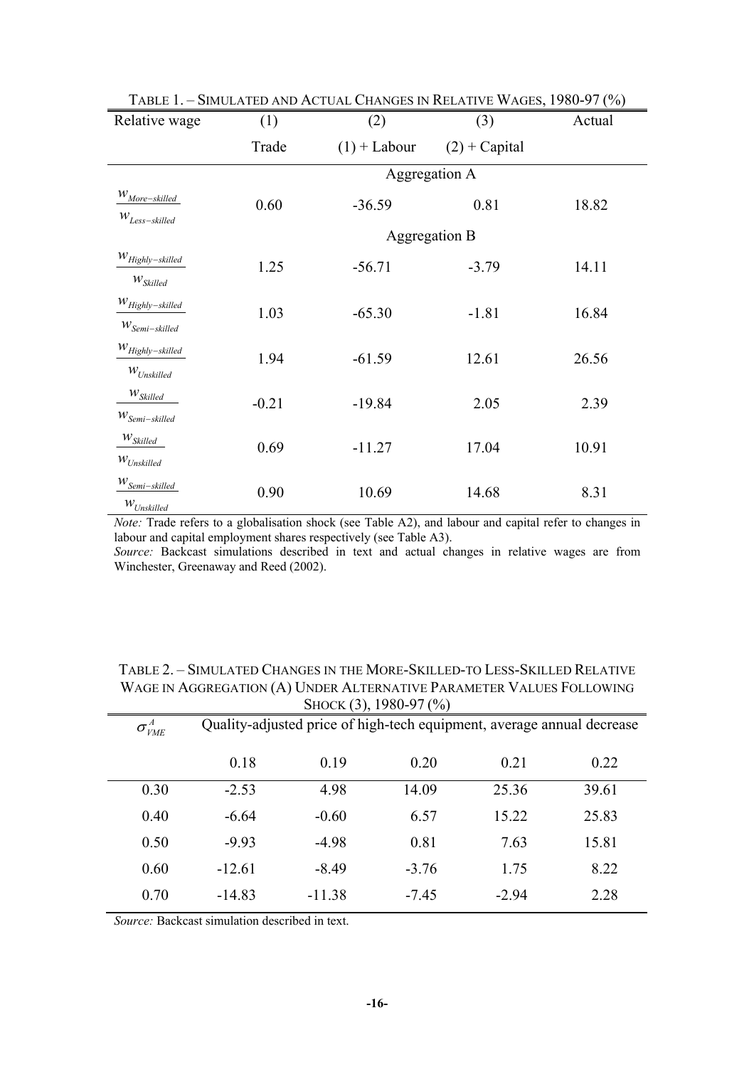TABLE 1. – SIMULATED AND ACTUAL CHANGES IN RELATIVE WAGES, 1980-97 (%)

| Relative wage | (1) Trade | (2) (1) + Labour | (3) (2) + Capital | Actual |
|---|---|---|---|---|
| | | Aggregation A | | |
| $\frac{w_{More-skilled}}{w_{Less-skilled}}$ | 0.60 | -36.59 | 0.81 | 18.82 |
| | | Aggregation B | | |
| $\frac{w_{Highly-skilled}}{w_{Skilled}}$ | 1.25 | -56.71 | -3.79 | 14.11 |
| $\frac{w_{Highly-skilled}}{w_{Semi-skilled}}$ | 1.03 | -65.30 | -1.81 | 16.84 |
| $\frac{w_{Highly-skilled}}{w_{Unskilled}}$ | 1.94 | -61.59 | 12.61 | 26.56 |
| $\frac{w_{Skilled}}{w_{Semi-skilled}}$ | -0.21 | -19.84 | 2.05 | 2.39 |
| $\frac{w_{Skilled}}{w_{Unskilled}}$ | 0.69 | -11.27 | 17.04 | 10.91 |
| $\frac{w_{Semi-skilled}}{w_{Unskilled}}$ | 0.90 | 10.69 | 14.68 | 8.31 |

*Note:* Trade refers to a globalisation shock (see Table A2), and labour and capital refer to changes in labour and capital employment shares respectively (see Table A3).

*Source:* Backcast simulations described in text and actual changes in relative wages are from Winchester, Greenaway and Reed (2002).

TABLE 2. – SIMULATED CHANGES IN THE MORE-SKILLED-TO LESS-SKILLED RELATIVE WAGE IN AGGREGATION (A) UNDER ALTERNATIVE PARAMETER VALUES FOLLOWING SHOCK (3), 1980-97 (%)

| $\sigma^{A}_{VME}$ | Quality-adjusted price of high-tech equipment, average annual decrease | | | | |
|---|---|---|---|---|---|
| | 0.18 | 0.19 | 0.20 | 0.21 | 0.22 |
| 0.30 | -2.53 | 4.98 | 14.09 | 25.36 | 39.61 |
| 0.40 | -6.64 | -0.60 | 6.57 | 15.22 | 25.83 |
| 0.50 | -9.93 | -4.98 | 0.81 | 7.63 | 15.81 |
| 0.60 | -12.61 | -8.49 | -3.76 | 1.75 | 8.22 |
| 0.70 | -14.83 | -11.38 | -7.45 | -2.94 | 2.28 |

*Source:* Backcast simulation described in text.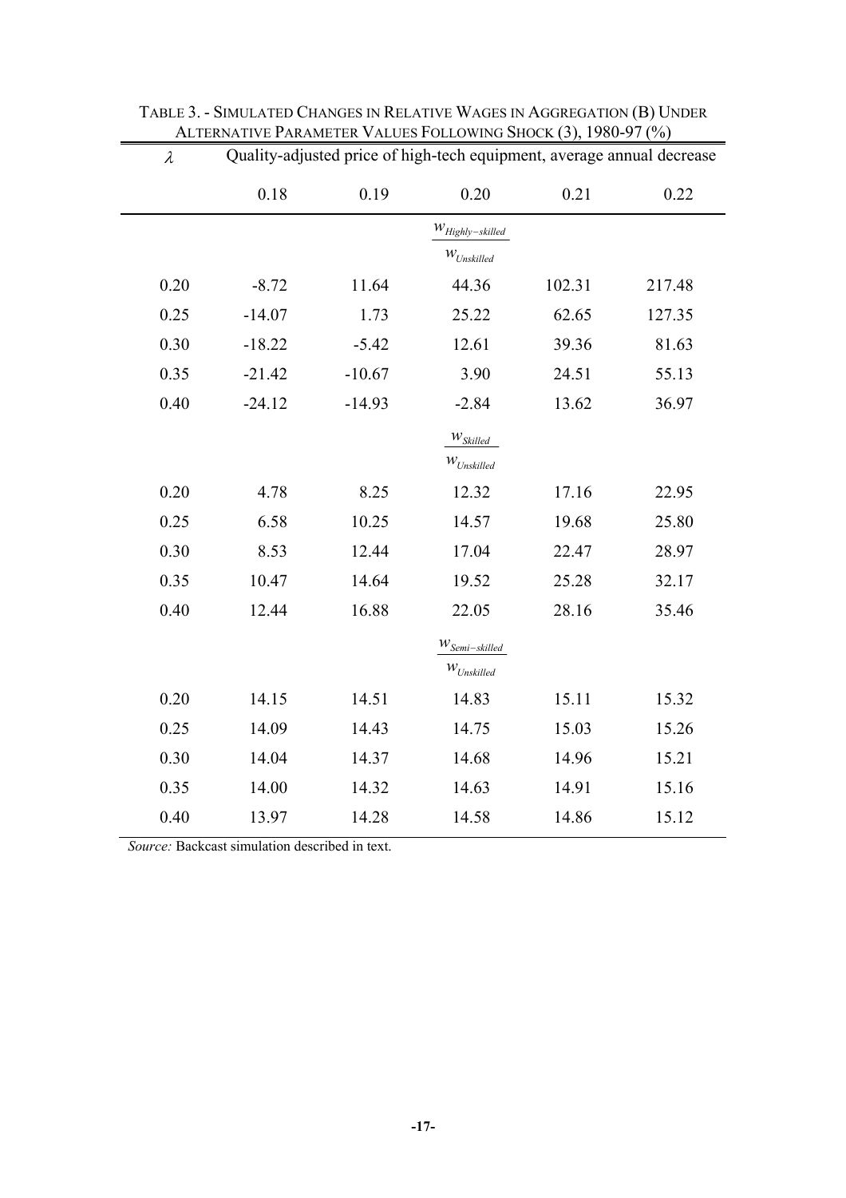TABLE 3. - SIMULATED CHANGES IN RELATIVE WAGES IN AGGREGATION (B) UNDER ALTERNATIVE PARAMETER VALUES FOLLOWING SHOCK (3), 1980-97 (%)

| $\lambda$ | Quality-adjusted price of high-tech equipment, average annual decrease | | | | |
|---|---|---|---|---|---|
| | 0.18 | 0.19 | 0.20 | 0.21 | 0.22 |
| | | | $\frac{w_{Highly-skilled}}{w_{Unskilled}}$ | | |
| 0.20 | -8.72 | 11.64 | 44.36 | 102.31 | 217.48 |
| 0.25 | -14.07 | 1.73 | 25.22 | 62.65 | 127.35 |
| 0.30 | -18.22 | -5.42 | 12.61 | 39.36 | 81.63 |
| 0.35 | -21.42 | -10.67 | 3.90 | 24.51 | 55.13 |
| 0.40 | -24.12 | -14.93 | -2.84 | 13.62 | 36.97 |
| | | | $\frac{w_{Skilled}}{w_{Unskilled}}$ | | |
| 0.20 | 4.78 | 8.25 | 12.32 | 17.16 | 22.95 |
| 0.25 | 6.58 | 10.25 | 14.57 | 19.68 | 25.80 |
| 0.30 | 8.53 | 12.44 | 17.04 | 22.47 | 28.97 |
| 0.35 | 10.47 | 14.64 | 19.52 | 25.28 | 32.17 |
| 0.40 | 12.44 | 16.88 | 22.05 | 28.16 | 35.46 |
| | | | $\frac{w_{Semi-skilled}}{w_{Unskilled}}$ | | |
| 0.20 | 14.15 | 14.51 | 14.83 | 15.11 | 15.32 |
| 0.25 | 14.09 | 14.43 | 14.75 | 15.03 | 15.26 |
| 0.30 | 14.04 | 14.37 | 14.68 | 14.96 | 15.21 |
| 0.35 | 14.00 | 14.32 | 14.63 | 14.91 | 15.16 |
| 0.40 | 13.97 | 14.28 | 14.58 | 14.86 | 15.12 |

*Source:* Backcast simulation described in text.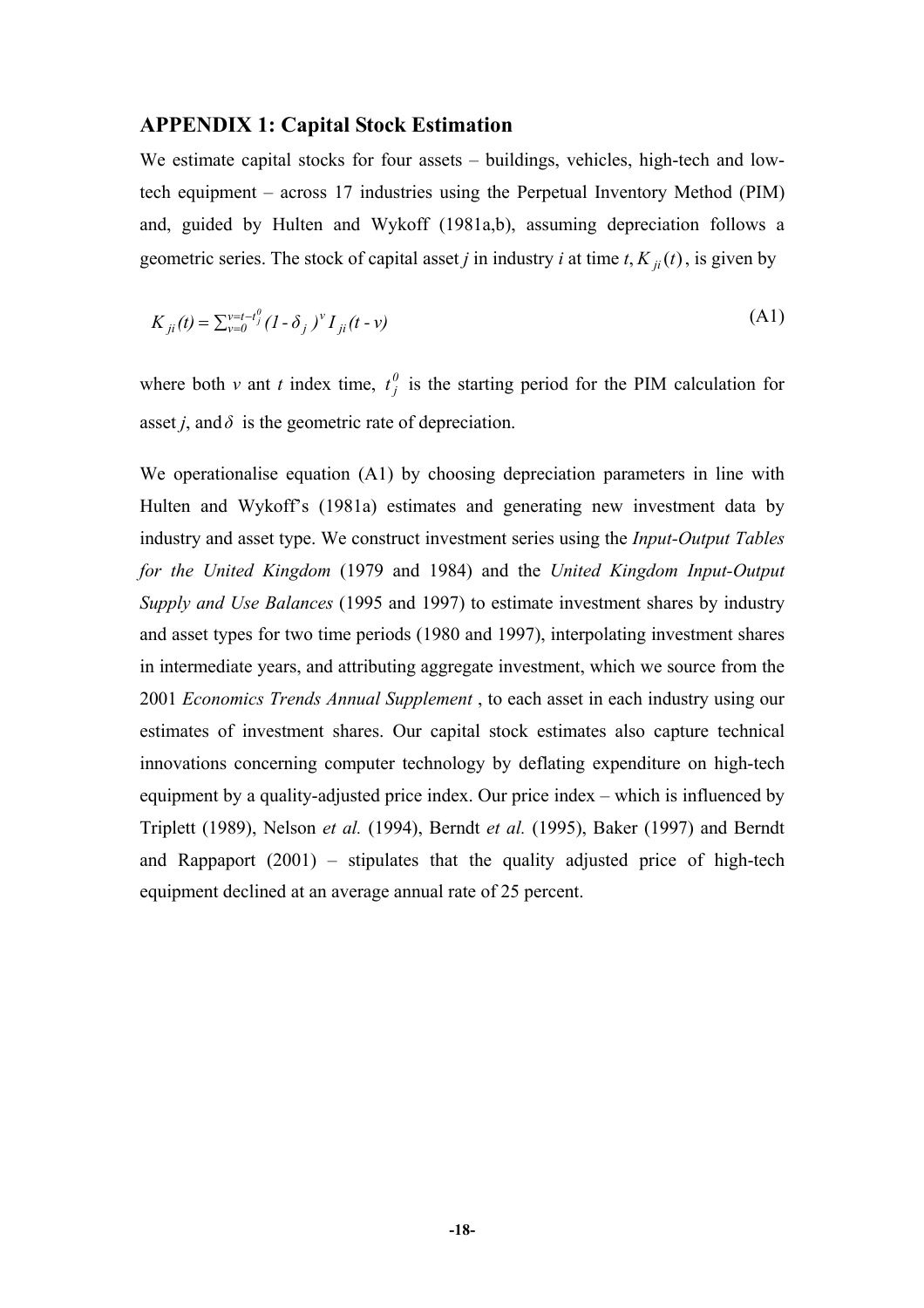## APPENDIX 1: Capital Stock Estimation

We estimate capital stocks for four assets – buildings, vehicles, high-tech and low-tech equipment – across 17 industries using the Perpetual Inventory Method (PIM) and, guided by Hulten and Wykoff (1981a,b), assuming depreciation follows a geometric series. The stock of capital asset *j* in industry *i* at time *t*, $K_{ji}(t)$, is given by

$$K_{ji}(t) = \sum_{v=0}^{v=t-t_j^0} (1 - \delta_j)^v I_{ji}(t - v) \tag{A1}$$

where both *v* ant *t* index time, $t_j^0$ is the starting period for the PIM calculation for asset *j*, and $\delta$ is the geometric rate of depreciation.

We operationalise equation (A1) by choosing depreciation parameters in line with Hulten and Wykoff's (1981a) estimates and generating new investment data by industry and asset type. We construct investment series using the *Input-Output Tables for the United Kingdom* (1979 and 1984) and the *United Kingdom Input-Output Supply and Use Balances* (1995 and 1997) to estimate investment shares by industry and asset types for two time periods (1980 and 1997), interpolating investment shares in intermediate years, and attributing aggregate investment, which we source from the 2001 *Economics Trends Annual Supplement* , to each asset in each industry using our estimates of investment shares. Our capital stock estimates also capture technical innovations concerning computer technology by deflating expenditure on high-tech equipment by a quality-adjusted price index. Our price index – which is influenced by Triplett (1989), Nelson *et al.* (1994), Berndt *et al.* (1995), Baker (1997) and Berndt and Rappaport (2001) – stipulates that the quality adjusted price of high-tech equipment declined at an average annual rate of 25 percent.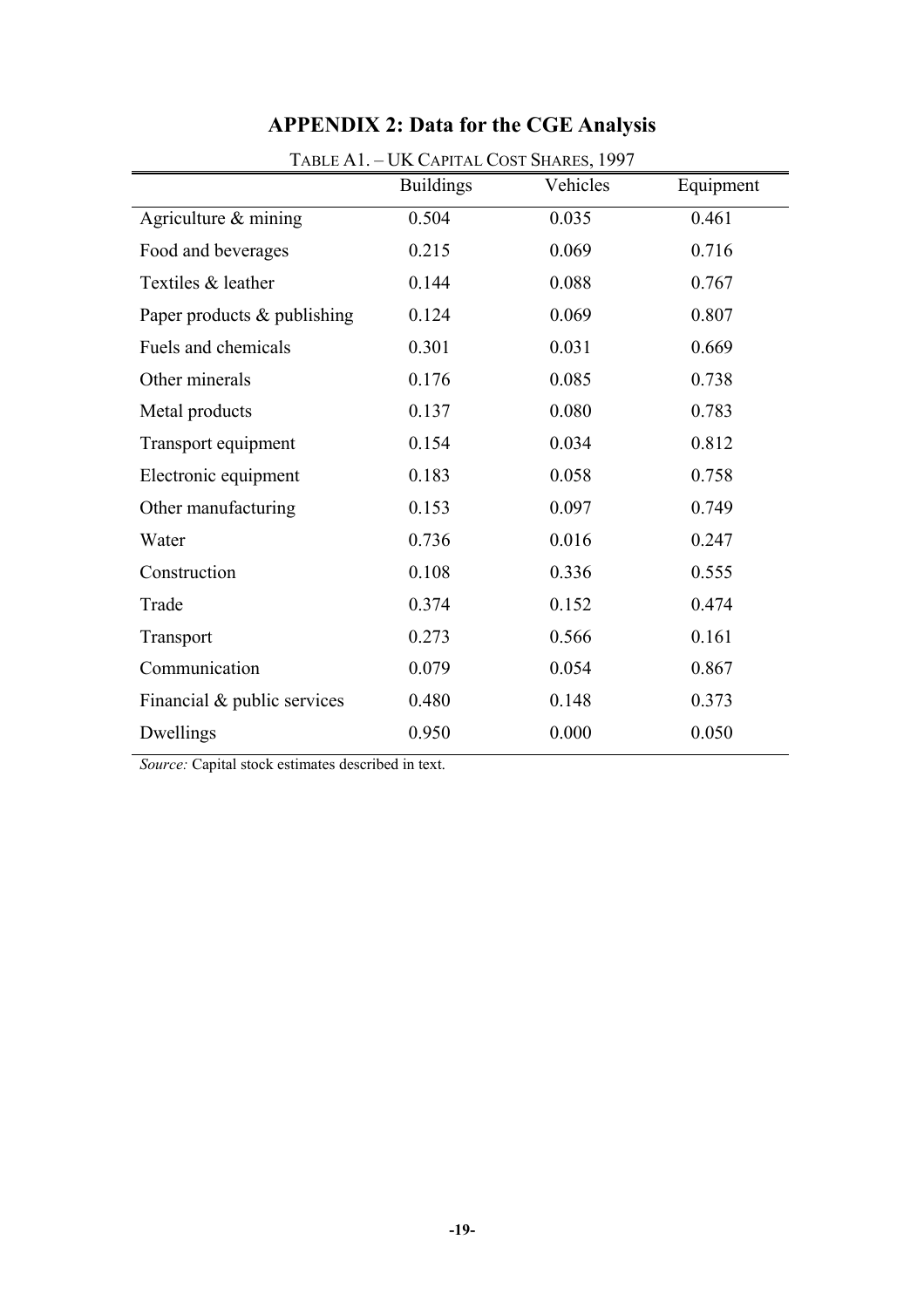## APPENDIX 2: Data for the CGE Analysis

TABLE A1. – UK CAPITAL COST SHARES, 1997

| | Buildings | Vehicles | Equipment |
|---|---|---|---|
| Agriculture & mining | 0.504 | 0.035 | 0.461 |
| Food and beverages | 0.215 | 0.069 | 0.716 |
| Textiles & leather | 0.144 | 0.088 | 0.767 |
| Paper products & publishing | 0.124 | 0.069 | 0.807 |
| Fuels and chemicals | 0.301 | 0.031 | 0.669 |
| Other minerals | 0.176 | 0.085 | 0.738 |
| Metal products | 0.137 | 0.080 | 0.783 |
| Transport equipment | 0.154 | 0.034 | 0.812 |
| Electronic equipment | 0.183 | 0.058 | 0.758 |
| Other manufacturing | 0.153 | 0.097 | 0.749 |
| Water | 0.736 | 0.016 | 0.247 |
| Construction | 0.108 | 0.336 | 0.555 |
| Trade | 0.374 | 0.152 | 0.474 |
| Transport | 0.273 | 0.566 | 0.161 |
| Communication | 0.079 | 0.054 | 0.867 |
| Financial & public services | 0.480 | 0.148 | 0.373 |
| Dwellings | 0.950 | 0.000 | 0.050 |

*Source:* Capital stock estimates described in text.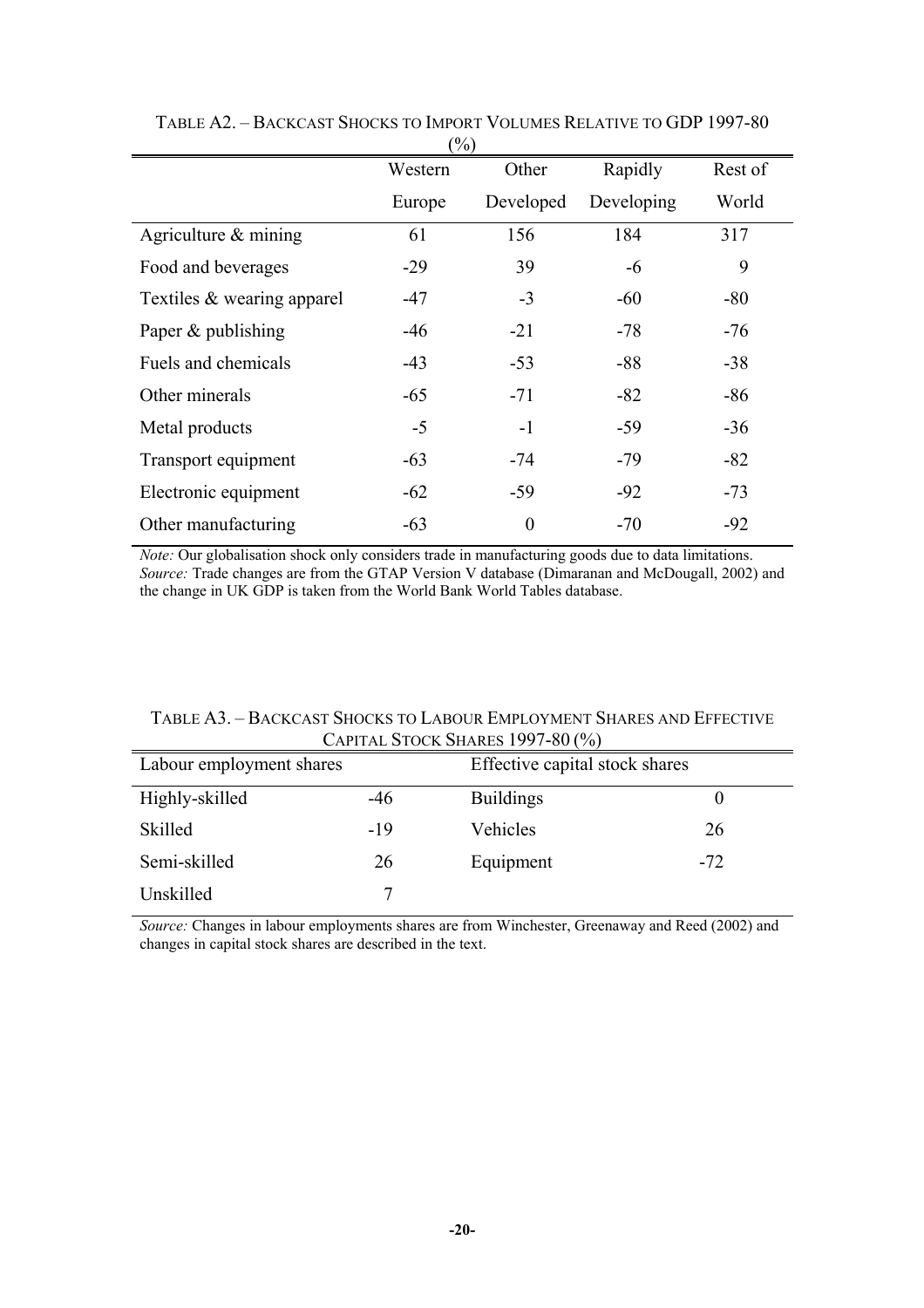TABLE A2. – BACKCAST SHOCKS TO IMPORT VOLUMES RELATIVE TO GDP 1997-80 (%)

| | Western Europe | Other Developed | Rapidly Developing | Rest of World |
|---|---|---|---|---|
| Agriculture & mining | 61 | 156 | 184 | 317 |
| Food and beverages | -29 | 39 | -6 | 9 |
| Textiles & wearing apparel | -47 | -3 | -60 | -80 |
| Paper & publishing | -46 | -21 | -78 | -76 |
| Fuels and chemicals | -43 | -53 | -88 | -38 |
| Other minerals | -65 | -71 | -82 | -86 |
| Metal products | -5 | -1 | -59 | -36 |
| Transport equipment | -63 | -74 | -79 | -82 |
| Electronic equipment | -62 | -59 | -92 | -73 |
| Other manufacturing | -63 | 0 | -70 | -92 |

*Note:* Our globalisation shock only considers trade in manufacturing goods due to data limitations.
*Source:* Trade changes are from the GTAP Version V database (Dimaranan and McDougall, 2002) and the change in UK GDP is taken from the World Bank World Tables database.

TABLE A3. – BACKCAST SHOCKS TO LABOUR EMPLOYMENT SHARES AND EFFECTIVE CAPITAL STOCK SHARES 1997-80 (%)

| Labour employment shares | | Effective capital stock shares | |
|---|---|---|---|
| Highly-skilled | -46 | Buildings | 0 |
| Skilled | -19 | Vehicles | 26 |
| Semi-skilled | 26 | Equipment | -72 |
| Unskilled | 7 | | |

*Source:* Changes in labour employments shares are from Winchester, Greenaway and Reed (2002) and changes in capital stock shares are described in the text.